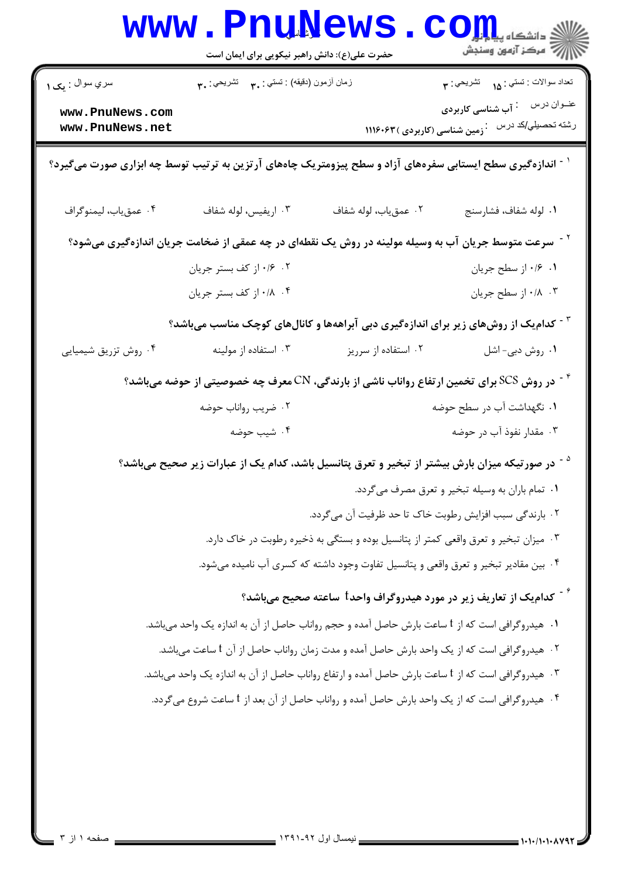سري سوال : یک ۱

زمان آزمون (دقیقه) : تستی : ۳۰ تشریحی : ۳۰

تعداد سوالات : تستی : ۱۵ تشریحی : ۳

عنوان درس : آب شناسی کاربردی

رشته تحصیلی/کد درس : زمین شناسی (کاربردی ) ۱۱۱۶۰۶۳

۱- اندازه‌گیری سطح ایستابی سفره‌های آزاد و سطح پیزومتریک چاه‌های آرتزین به ترتیب توسط چه ابزاری صورت می‌گیرد؟

۱. لوله شفاف، فشارسنج
۲. عمق‌یاب، لوله شفاف
۳. اریفیس، لوله شفاف
۴. عمق‌یاب، لیمنوگراف

۲- سرعت متوسط جریان آب به وسیله مولینه در روش یک نقطه‌ای در چه عمقی از ضخامت جریان اندازه‌گیری می‌شود؟

۱. ۰/۶ از سطح جریان
۲. ۰/۶ از کف بستر جریان
۳. ۰/۸ از سطح جریان
۴. ۰/۸ از کف بستر جریان

۳- کدام‌یک از روش‌های زیر برای اندازه‌گیری دبی آبراهه‌ها و کانال‌های کوچک مناسب می‌باشد؟

۱. روش دبی- اشل
۲. استفاده از سرریز
۳. استفاده از مولینه
۴. روش تزریق شیمیایی

۴- در روش SCS برای تخمین ارتفاع رواناب ناشی از بارندگی، CN معرف چه خصوصیتی از حوضه می‌باشد؟

۱. نگهداشت آب در سطح حوضه
۲. ضریب رواناب حوضه
۳. مقدار نفوذ آب در حوضه
۴. شیب حوضه

۵- در صورتیکه میزان بارش بیشتر از تبخیر و تعرق پتانسیل باشد، کدام یک از عبارات زیر صحیح می‌باشد؟

۱. تمام باران به وسیله تبخیر و تعرق مصرف می‌گردد.
۲. بارندگی سبب افزایش رطوبت خاک تا حد ظرفیت آن می‌گردد.
۳. میزان تبخیر و تعرق واقعی کمتر از پتانسیل بوده و بستگی به ذخیره رطوبت در خاک دارد.
۴. بین مقادیر تبخیر و تعرق واقعی و پتانسیل تفاوت وجود داشته که کسری آب نامیده می‌شود.

۶- کدام‌یک از تعاریف زیر در مورد هیدروگراف واحد t ساعته صحیح می‌باشد؟

۱. هیدروگرافی است که از t ساعت بارش حاصل آمده و حجم رواناب حاصل از آن به اندازه یک واحد می‌باشد.
۲. هیدروگرافی است که از یک واحد بارش حاصل آمده و مدت زمان رواناب حاصل از آن t ساعت می‌باشد.
۳. هیدروگرافی است که از t ساعت بارش حاصل آمده و ارتفاع رواناب حاصل از آن به اندازه یک واحد می‌باشد.
۴. هیدروگرافی است که از یک واحد بارش حاصل آمده و رواناب حاصل از آن بعد از t ساعت شروع می‌گردد.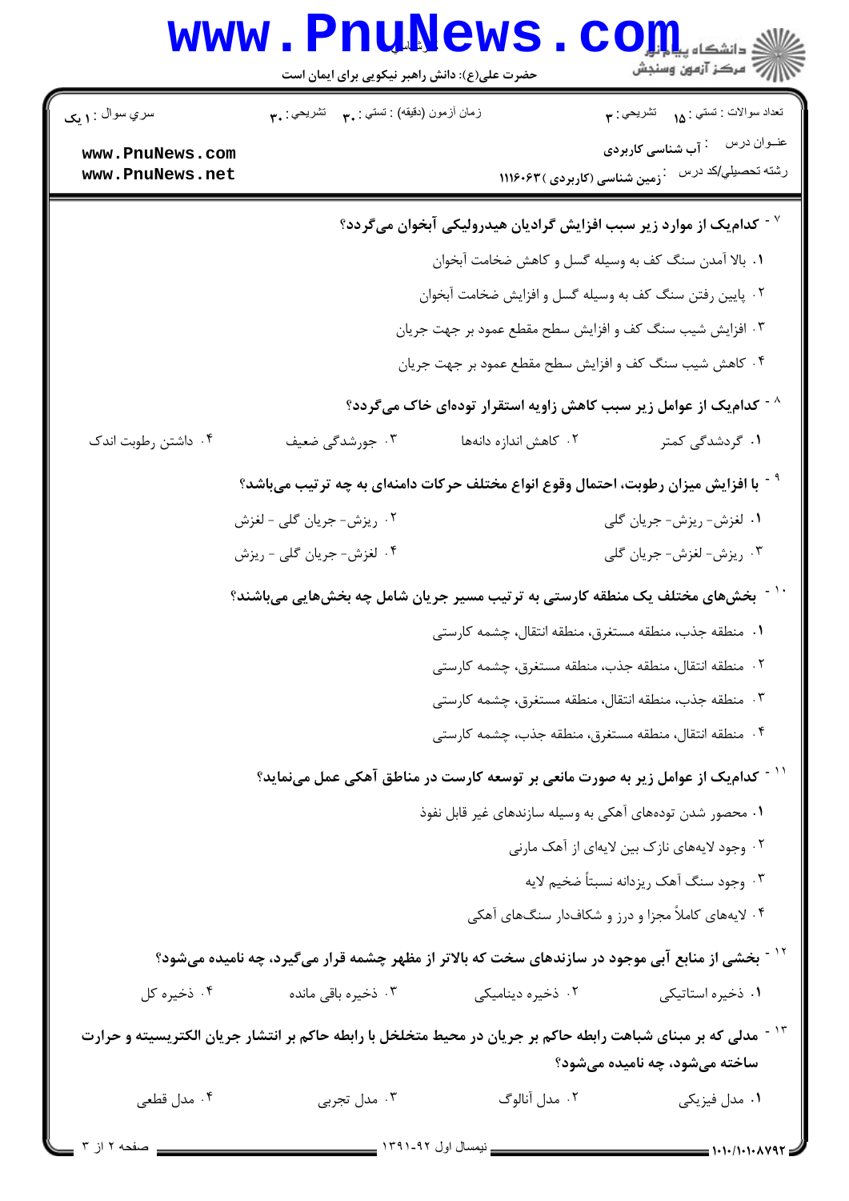۷ - کدام‌یک از موارد زیر سبب افزایش گرادیان هیدرولیکی آبخوان می‌گردد؟

۱. بالا آمدن سنگ کف به وسیله گسل و کاهش ضخامت آبخوان

۲. پایین رفتن سنگ کف به وسیله گسل و افزایش ضخامت آبخوان

۳. افزایش شیب سنگ کف و افزایش سطح مقطع عمود بر جهت جریان

۴. کاهش شیب سنگ کف و افزایش سطح مقطع عمود بر جهت جریان

۸ - کدام‌یک از عوامل زیر سبب کاهش زاویه استقرار توده‌ای خاک می‌گردد؟

۱. گردشدگی کمتر

۲. کاهش اندازه دانه‌ها

۳. جورشدگی ضعیف

۴. داشتن رطوبت اندک

۹ - با افزایش میزان رطوبت، احتمال وقوع انواع مختلف حرکات دامنه‌ای به چه ترتیب می‌باشد؟

۱. لغزش- ریزش- جریان گلی

۲. ریزش- جریان گلی - لغزش

۳. ریزش- لغزش- جریان گلی

۴. لغزش- جریان گلی - ریزش

۱۰ - بخش‌های مختلف یک منطقه کارستی به ترتیب مسیر جریان شامل چه بخش‌هایی می‌باشند؟

۱. منطقه جذب، منطقه مستغرق، منطقه انتقال، چشمه کارستی

۲. منطقه انتقال، منطقه جذب، منطقه مستغرق، چشمه کارستی

۳. منطقه جذب، منطقه انتقال، منطقه مستغرق، چشمه کارستی

۴. منطقه انتقال، منطقه مستغرق، منطقه جذب، چشمه کارستی

۱۱ - کدام‌یک از عوامل زیر به صورت مانعی بر توسعه کارست در مناطق آهکی عمل می‌نماید؟

۱. محصور شدن توده‌های آهکی به وسیله سازندهای غیر قابل نفوذ

۲. وجود لایه‌های نازک بین لایه‌ای از آهک مارنی

۳. وجود سنگ آهک ریزدانه نسبتاً ضخیم لایه

۴. لایه‌های کاملاً مجزا و درز و شکاف‌دار سنگ‌های آهکی

۱۲ - بخشی از منابع آبی موجود در سازندهای سخت که بالاتر از مظهر چشمه قرار می‌گیرد، چه نامیده می‌شود؟

۱. ذخیره استاتیکی

۲. ذخیره دینامیکی

۳. ذخیره باقی مانده

۴. ذخیره کل

۱۳ - مدلی که بر مبنای شباهت رابطه حاکم بر جریان در محیط متخلخل با رابطه حاکم بر انتشار جریان الکتریسیته و حرارت ساخته می‌شود، چه نامیده می‌شود؟

۱. مدل فیزیکی

۲. مدل آنالوگ

۳. مدل تجربی

۴. مدل قطعی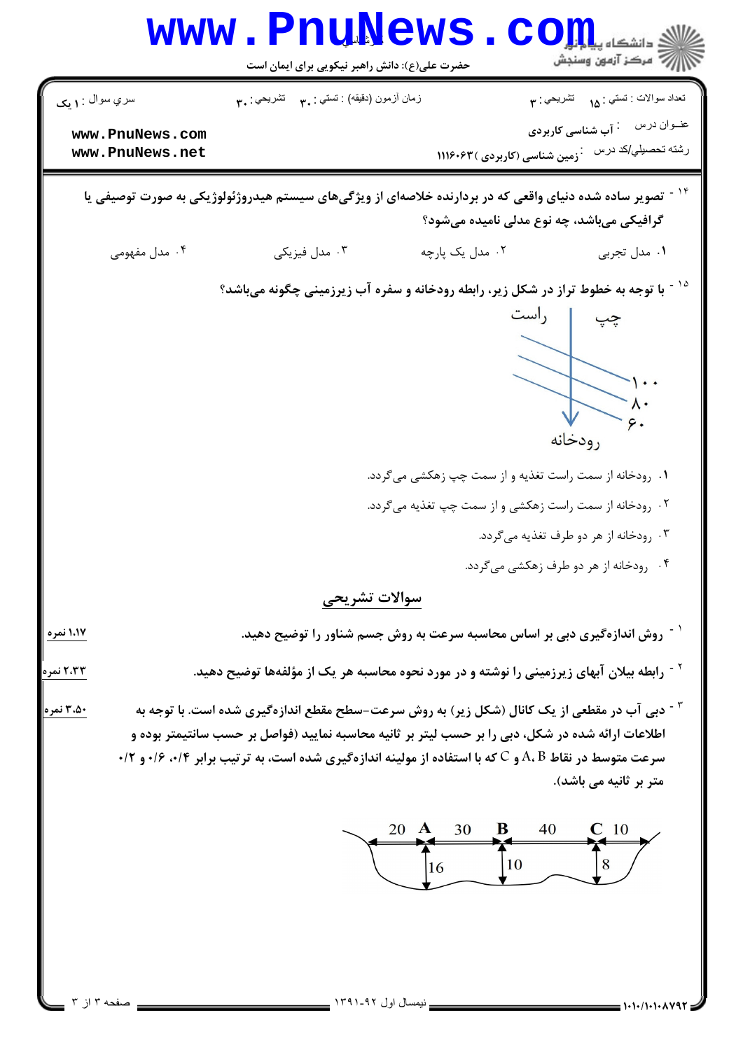۱۴ - تصویر ساده شده دنیای واقعی که در بردارنده خلاصه‌ای از ویژگی‌های سیستم هیدروژئولوژیکی به صورت توصیفی یا گرافیکی می‌باشد، چه نوع مدلی نامیده می‌شود؟

۱. مدل تجربی

۲. مدل یک پارچه

۳. مدل فیزیکی

۴. مدل مفهومی

۱۵ - با توجه به خطوط تراز در شکل زیر، رابطه رودخانه و سفره آب زیرزمینی چگونه می‌باشد؟

چپ

راست

۱۰۰

۸۰

۶۰

رودخانه

۱. رودخانه از سمت راست تغذیه و از سمت چپ زهکشی می‌گردد.

۲. رودخانه از سمت راست زهکشی و از سمت چپ تغذیه می‌گردد.

۳. رودخانه از هر دو طرف تغذیه می‌گردد.

۴. رودخانه از هر دو طرف زهکشی می‌گردد.

## سوالات تشریحی

۱ - روش اندازه‌گیری دبی بر اساس محاسبه سرعت به روش جسم شناور را توضیح دهید. (۱،۱۷ نمره)

۲ - رابطه بیلان آبهای زیرزمینی را نوشته و در مورد نحوه محاسبه هر یک از مؤلفه‌ها توضیح دهید. (۲،۳۳ نمره)

۳ - دبی آب در مقطعی از یک کانال (شکل زیر) به روش سرعت-سطح مقطع اندازه‌گیری شده است. با توجه به اطلاعات ارائه شده در شکل، دبی را بر حسب لیتر بر ثانیه محاسبه نمایید (فواصل بر حسب سانتیمتر بوده و سرعت متوسط در نقاط A، B و C که با استفاده از مولینه اندازه‌گیری شده است، به ترتیب برابر ۰/۴، ۰/۶ و ۰/۲ متر بر ثانیه می باشد). (۳،۵۰ نمره)

20 A 30 B 40 C 10

16 10 8